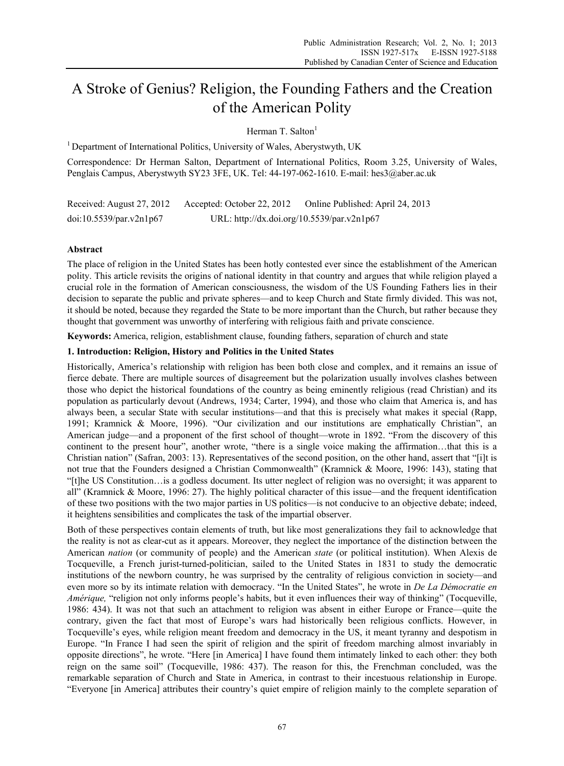# A Stroke of Genius? Religion, the Founding Fathers and the Creation of the American Polity

Herman T. Salton[1]

[1] Department of International Politics, University of Wales, Aberystwyth, UK

Correspondence: Dr Herman Salton, Department of International Politics, Room 3.25, University of Wales, Penglais Campus, Aberystwyth SY23 3FE, UK. Tel: 44-197-062-1610. E-mail: hes3@aber.ac.uk

Received: August 27, 2012 Accepted: October 22, 2012 Online Published: April 24, 2013

doi:10.5539/par.v2n1p67 URL: http://dx.doi.org/10.5539/par.v2n1p67

## Abstract

The place of religion in the United States has been hotly contested ever since the establishment of the American polity. This article revisits the origins of national identity in that country and argues that while religion played a crucial role in the formation of American consciousness, the wisdom of the US Founding Fathers lies in their decision to separate the public and private spheres—and to keep Church and State firmly divided. This was not, it should be noted, because they regarded the State to be more important than the Church, but rather because they thought that government was unworthy of interfering with religious faith and private conscience.

**Keywords:** America, religion, establishment clause, founding fathers, separation of church and state

## 1. Introduction: Religion, History and Politics in the United States

Historically, America's relationship with religion has been both close and complex, and it remains an issue of fierce debate. There are multiple sources of disagreement but the polarization usually involves clashes between those who depict the historical foundations of the country as being eminently religious (read Christian) and its population as particularly devout (Andrews, 1934; Carter, 1994), and those who claim that America is, and has always been, a secular State with secular institutions—and that this is precisely what makes it special (Rapp, 1991; Kramnick & Moore, 1996). "Our civilization and our institutions are emphatically Christian", an American judge—and a proponent of the first school of thought—wrote in 1892. "From the discovery of this continent to the present hour", another wrote, "there is a single voice making the affirmation…that this is a Christian nation" (Safran, 2003: 13). Representatives of the second position, on the other hand, assert that "[i]t is not true that the Founders designed a Christian Commonwealth" (Kramnick & Moore, 1996: 143), stating that "[t]he US Constitution…is a godless document. Its utter neglect of religion was no oversight; it was apparent to all" (Kramnick & Moore, 1996: 27). The highly political character of this issue—and the frequent identification of these two positions with the two major parties in US politics—is not conducive to an objective debate; indeed, it heightens sensibilities and complicates the task of the impartial observer.

Both of these perspectives contain elements of truth, but like most generalizations they fail to acknowledge that the reality is not as clear-cut as it appears. Moreover, they neglect the importance of the distinction between the American *nation* (or community of people) and the American *state* (or political institution). When Alexis de Tocqueville, a French jurist-turned-politician, sailed to the United States in 1831 to study the democratic institutions of the newborn country, he was surprised by the centrality of religious conviction in society—and even more so by its intimate relation with democracy. "In the United States", he wrote in *De La Démocratie en Amérique,* "religion not only informs people's habits, but it even influences their way of thinking" (Tocqueville, 1986: 434). It was not that such an attachment to religion was absent in either Europe or France—quite the contrary, given the fact that most of Europe's wars had historically been religious conflicts. However, in Tocqueville's eyes, while religion meant freedom and democracy in the US, it meant tyranny and despotism in Europe. "In France I had seen the spirit of religion and the spirit of freedom marching almost invariably in opposite directions", he wrote. "Here [in America] I have found them intimately linked to each other: they both reign on the same soil" (Tocqueville, 1986: 437). The reason for this, the Frenchman concluded, was the remarkable separation of Church and State in America, in contrast to their incestuous relationship in Europe. "Everyone [in America] attributes their country's quiet empire of religion mainly to the complete separation of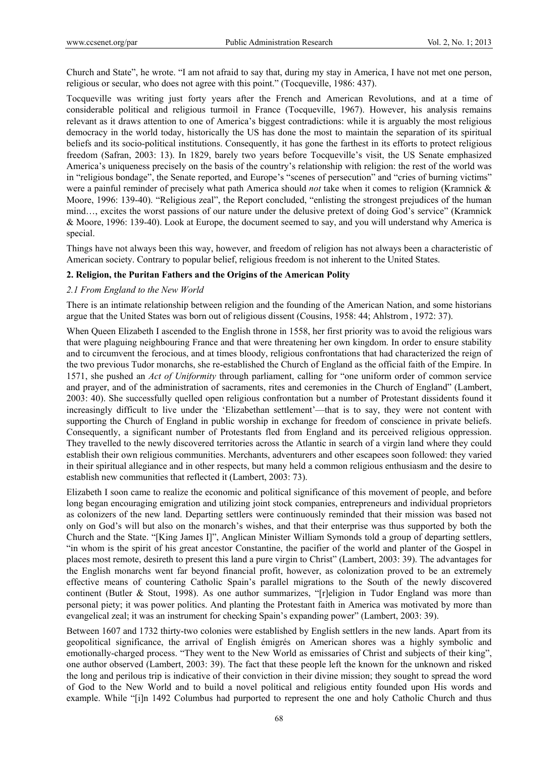Church and State", he wrote. "I am not afraid to say that, during my stay in America, I have not met one person, religious or secular, who does not agree with this point." (Tocqueville, 1986: 437).

Tocqueville was writing just forty years after the French and American Revolutions, and at a time of considerable political and religious turmoil in France (Tocqueville, 1967). However, his analysis remains relevant as it draws attention to one of America's biggest contradictions: while it is arguably the most religious democracy in the world today, historically the US has done the most to maintain the separation of its spiritual beliefs and its socio-political institutions. Consequently, it has gone the farthest in its efforts to protect religious freedom (Safran, 2003: 13). In 1829, barely two years before Tocqueville's visit, the US Senate emphasized America's uniqueness precisely on the basis of the country's relationship with religion: the rest of the world was in "religious bondage", the Senate reported, and Europe's "scenes of persecution" and "cries of burning victims" were a painful reminder of precisely what path America should *not* take when it comes to religion (Kramnick & Moore, 1996: 139-40). "Religious zeal", the Report concluded, "enlisting the strongest prejudices of the human mind…, excites the worst passions of our nature under the delusive pretext of doing God's service" (Kramnick & Moore, 1996: 139-40). Look at Europe, the document seemed to say, and you will understand why America is special.

Things have not always been this way, however, and freedom of religion has not always been a characteristic of American society. Contrary to popular belief, religious freedom is not inherent to the United States.

## 2. Religion, the Puritan Fathers and the Origins of the American Polity

### 2.1 From England to the New World

There is an intimate relationship between religion and the founding of the American Nation, and some historians argue that the United States was born out of religious dissent (Cousins, 1958: 44; Ahlstrom , 1972: 37).

When Queen Elizabeth I ascended to the English throne in 1558, her first priority was to avoid the religious wars that were plaguing neighbouring France and that were threatening her own kingdom. In order to ensure stability and to circumvent the ferocious, and at times bloody, religious confrontations that had characterized the reign of the two previous Tudor monarchs, she re-established the Church of England as the official faith of the Empire. In 1571, she pushed an *Act of Uniformity* through parliament, calling for "one uniform order of common service and prayer, and of the administration of sacraments, rites and ceremonies in the Church of England" (Lambert, 2003: 40). She successfully quelled open religious confrontation but a number of Protestant dissidents found it increasingly difficult to live under the 'Elizabethan settlement'—that is to say, they were not content with supporting the Church of England in public worship in exchange for freedom of conscience in private beliefs. Consequently, a significant number of Protestants fled from England and its perceived religious oppression. They travelled to the newly discovered territories across the Atlantic in search of a virgin land where they could establish their own religious communities. Merchants, adventurers and other escapees soon followed: they varied in their spiritual allegiance and in other respects, but many held a common religious enthusiasm and the desire to establish new communities that reflected it (Lambert, 2003: 73).

Elizabeth I soon came to realize the economic and political significance of this movement of people, and before long began encouraging emigration and utilizing joint stock companies, entrepreneurs and individual proprietors as colonizers of the new land. Departing settlers were continuously reminded that their mission was based not only on God's will but also on the monarch's wishes, and that their enterprise was thus supported by both the Church and the State. "[King James I]", Anglican Minister William Symonds told a group of departing settlers, "in whom is the spirit of his great ancestor Constantine, the pacifier of the world and planter of the Gospel in places most remote, desireth to present this land a pure virgin to Christ" (Lambert, 2003: 39). The advantages for the English monarchs went far beyond financial profit, however, as colonization proved to be an extremely effective means of countering Catholic Spain's parallel migrations to the South of the newly discovered continent (Butler & Stout, 1998). As one author summarizes, "[r]eligion in Tudor England was more than personal piety; it was power politics. And planting the Protestant faith in America was motivated by more than evangelical zeal; it was an instrument for checking Spain's expanding power" (Lambert, 2003: 39).

Between 1607 and 1732 thirty-two colonies were established by English settlers in the new lands. Apart from its geopolitical significance, the arrival of English émigrés on American shores was a highly symbolic and emotionally-charged process. "They went to the New World as emissaries of Christ and subjects of their king", one author observed (Lambert, 2003: 39). The fact that these people left the known for the unknown and risked the long and perilous trip is indicative of their conviction in their divine mission; they sought to spread the word of God to the New World and to build a novel political and religious entity founded upon His words and example. While "[i]n 1492 Columbus had purported to represent the one and holy Catholic Church and thus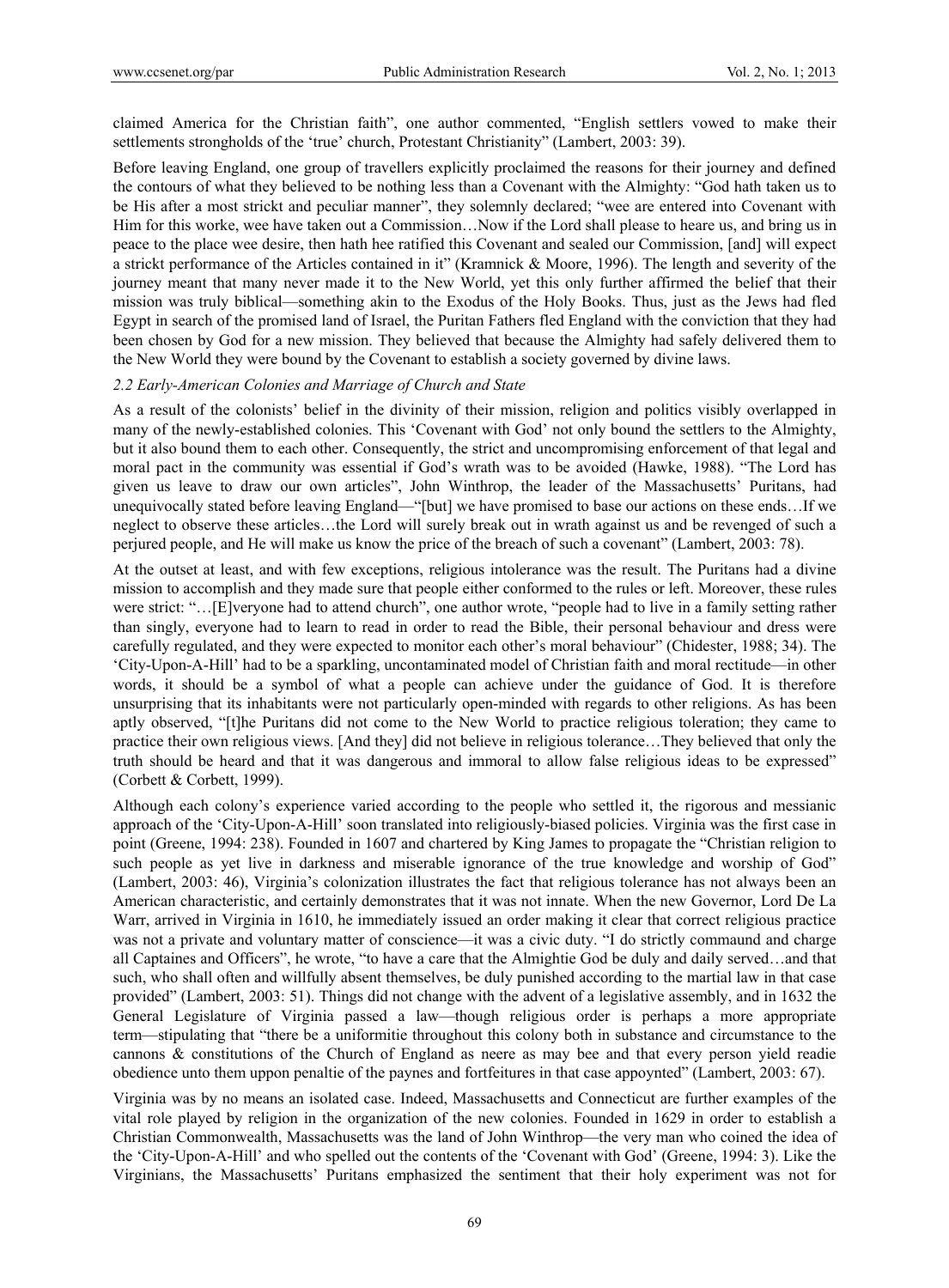claimed America for the Christian faith", one author commented, "English settlers vowed to make their settlements strongholds of the 'true' church, Protestant Christianity" (Lambert, 2003: 39).

Before leaving England, one group of travellers explicitly proclaimed the reasons for their journey and defined the contours of what they believed to be nothing less than a Covenant with the Almighty: "God hath taken us to be His after a most strickt and peculiar manner", they solemnly declared; "wee are entered into Covenant with Him for this worke, wee have taken out a Commission…Now if the Lord shall please to heare us, and bring us in peace to the place wee desire, then hath hee ratified this Covenant and sealed our Commission, [and] will expect a strickt performance of the Articles contained in it" (Kramnick & Moore, 1996). The length and severity of the journey meant that many never made it to the New World, yet this only further affirmed the belief that their mission was truly biblical—something akin to the Exodus of the Holy Books. Thus, just as the Jews had fled Egypt in search of the promised land of Israel, the Puritan Fathers fled England with the conviction that they had been chosen by God for a new mission. They believed that because the Almighty had safely delivered them to the New World they were bound by the Covenant to establish a society governed by divine laws.

### *2.2 Early-American Colonies and Marriage of Church and State*

As a result of the colonists' belief in the divinity of their mission, religion and politics visibly overlapped in many of the newly-established colonies. This 'Covenant with God' not only bound the settlers to the Almighty, but it also bound them to each other. Consequently, the strict and uncompromising enforcement of that legal and moral pact in the community was essential if God's wrath was to be avoided (Hawke, 1988). "The Lord has given us leave to draw our own articles", John Winthrop, the leader of the Massachusetts' Puritans, had unequivocally stated before leaving England—"[but] we have promised to base our actions on these ends…If we neglect to observe these articles…the Lord will surely break out in wrath against us and be revenged of such a perjured people, and He will make us know the price of the breach of such a covenant" (Lambert, 2003: 78).

At the outset at least, and with few exceptions, religious intolerance was the result. The Puritans had a divine mission to accomplish and they made sure that people either conformed to the rules or left. Moreover, these rules were strict: "…[E]veryone had to attend church", one author wrote, "people had to live in a family setting rather than singly, everyone had to learn to read in order to read the Bible, their personal behaviour and dress were carefully regulated, and they were expected to monitor each other's moral behaviour" (Chidester, 1988; 34). The 'City-Upon-A-Hill' had to be a sparkling, uncontaminated model of Christian faith and moral rectitude—in other words, it should be a symbol of what a people can achieve under the guidance of God. It is therefore unsurprising that its inhabitants were not particularly open-minded with regards to other religions. As has been aptly observed, "[t]he Puritans did not come to the New World to practice religious toleration; they came to practice their own religious views. [And they] did not believe in religious tolerance…They believed that only the truth should be heard and that it was dangerous and immoral to allow false religious ideas to be expressed" (Corbett & Corbett, 1999).

Although each colony's experience varied according to the people who settled it, the rigorous and messianic approach of the 'City-Upon-A-Hill' soon translated into religiously-biased policies. Virginia was the first case in point (Greene, 1994: 238). Founded in 1607 and chartered by King James to propagate the "Christian religion to such people as yet live in darkness and miserable ignorance of the true knowledge and worship of God" (Lambert, 2003: 46), Virginia's colonization illustrates the fact that religious tolerance has not always been an American characteristic, and certainly demonstrates that it was not innate. When the new Governor, Lord De La Warr, arrived in Virginia in 1610, he immediately issued an order making it clear that correct religious practice was not a private and voluntary matter of conscience—it was a civic duty. "I do strictly commaund and charge all Captaines and Officers", he wrote, "to have a care that the Almightie God be duly and daily served…and that such, who shall often and willfully absent themselves, be duly punished according to the martial law in that case provided" (Lambert, 2003: 51). Things did not change with the advent of a legislative assembly, and in 1632 the General Legislature of Virginia passed a law—though religious order is perhaps a more appropriate term—stipulating that "there be a uniformitie throughout this colony both in substance and circumstance to the cannons & constitutions of the Church of England as neere as may bee and that every person yield readie obedience unto them uppon penaltie of the paynes and fortfeitures in that case appoynted" (Lambert, 2003: 67).

Virginia was by no means an isolated case. Indeed, Massachusetts and Connecticut are further examples of the vital role played by religion in the organization of the new colonies. Founded in 1629 in order to establish a Christian Commonwealth, Massachusetts was the land of John Winthrop—the very man who coined the idea of the 'City-Upon-A-Hill' and who spelled out the contents of the 'Covenant with God' (Greene, 1994: 3). Like the Virginians, the Massachusetts' Puritans emphasized the sentiment that their holy experiment was not for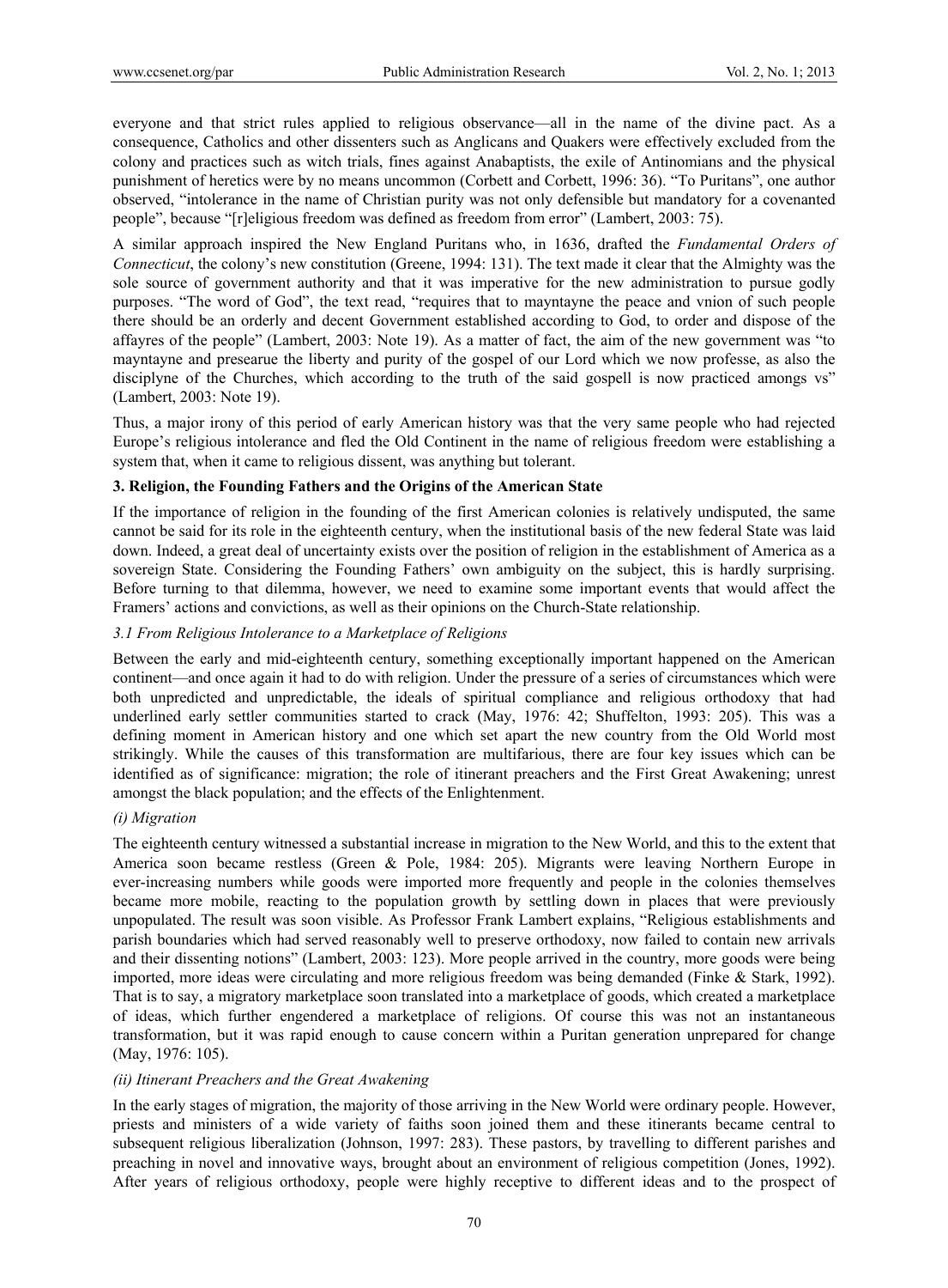everyone and that strict rules applied to religious observance—all in the name of the divine pact. As a consequence, Catholics and other dissenters such as Anglicans and Quakers were effectively excluded from the colony and practices such as witch trials, fines against Anabaptists, the exile of Antinomians and the physical punishment of heretics were by no means uncommon (Corbett and Corbett, 1996: 36). "To Puritans", one author observed, "intolerance in the name of Christian purity was not only defensible but mandatory for a covenanted people", because "[r]eligious freedom was defined as freedom from error" (Lambert, 2003: 75).

A similar approach inspired the New England Puritans who, in 1636, drafted the *Fundamental Orders of Connecticut*, the colony's new constitution (Greene, 1994: 131). The text made it clear that the Almighty was the sole source of government authority and that it was imperative for the new administration to pursue godly purposes. "The word of God", the text read, "requires that to mayntayne the peace and vnion of such people there should be an orderly and decent Government established according to God, to order and dispose of the affayres of the people" (Lambert, 2003: Note 19). As a matter of fact, the aim of the new government was "to mayntayne and presearue the liberty and purity of the gospel of our Lord which we now professe, as also the disciplyne of the Churches, which according to the truth of the said gospell is now practiced amongs vs" (Lambert, 2003: Note 19).

Thus, a major irony of this period of early American history was that the very same people who had rejected Europe's religious intolerance and fled the Old Continent in the name of religious freedom were establishing a system that, when it came to religious dissent, was anything but tolerant.

## 3. Religion, the Founding Fathers and the Origins of the American State

If the importance of religion in the founding of the first American colonies is relatively undisputed, the same cannot be said for its role in the eighteenth century, when the institutional basis of the new federal State was laid down. Indeed, a great deal of uncertainty exists over the position of religion in the establishment of America as a sovereign State. Considering the Founding Fathers' own ambiguity on the subject, this is hardly surprising. Before turning to that dilemma, however, we need to examine some important events that would affect the Framers' actions and convictions, as well as their opinions on the Church-State relationship.

### *3.1 From Religious Intolerance to a Marketplace of Religions*

Between the early and mid-eighteenth century, something exceptionally important happened on the American continent—and once again it had to do with religion. Under the pressure of a series of circumstances which were both unpredicted and unpredictable, the ideals of spiritual compliance and religious orthodoxy that had underlined early settler communities started to crack (May, 1976: 42; Shuffelton, 1993: 205). This was a defining moment in American history and one which set apart the new country from the Old World most strikingly. While the causes of this transformation are multifarious, there are four key issues which can be identified as of significance: migration; the role of itinerant preachers and the First Great Awakening; unrest amongst the black population; and the effects of the Enlightenment.

#### *(i) Migration*

The eighteenth century witnessed a substantial increase in migration to the New World, and this to the extent that America soon became restless (Green & Pole, 1984: 205). Migrants were leaving Northern Europe in ever-increasing numbers while goods were imported more frequently and people in the colonies themselves became more mobile, reacting to the population growth by settling down in places that were previously unpopulated. The result was soon visible. As Professor Frank Lambert explains, "Religious establishments and parish boundaries which had served reasonably well to preserve orthodoxy, now failed to contain new arrivals and their dissenting notions" (Lambert, 2003: 123). More people arrived in the country, more goods were being imported, more ideas were circulating and more religious freedom was being demanded (Finke & Stark, 1992). That is to say, a migratory marketplace soon translated into a marketplace of goods, which created a marketplace of ideas, which further engendered a marketplace of religions. Of course this was not an instantaneous transformation, but it was rapid enough to cause concern within a Puritan generation unprepared for change (May, 1976: 105).

#### *(ii) Itinerant Preachers and the Great Awakening*

In the early stages of migration, the majority of those arriving in the New World were ordinary people. However, priests and ministers of a wide variety of faiths soon joined them and these itinerants became central to subsequent religious liberalization (Johnson, 1997: 283). These pastors, by travelling to different parishes and preaching in novel and innovative ways, brought about an environment of religious competition (Jones, 1992). After years of religious orthodoxy, people were highly receptive to different ideas and to the prospect of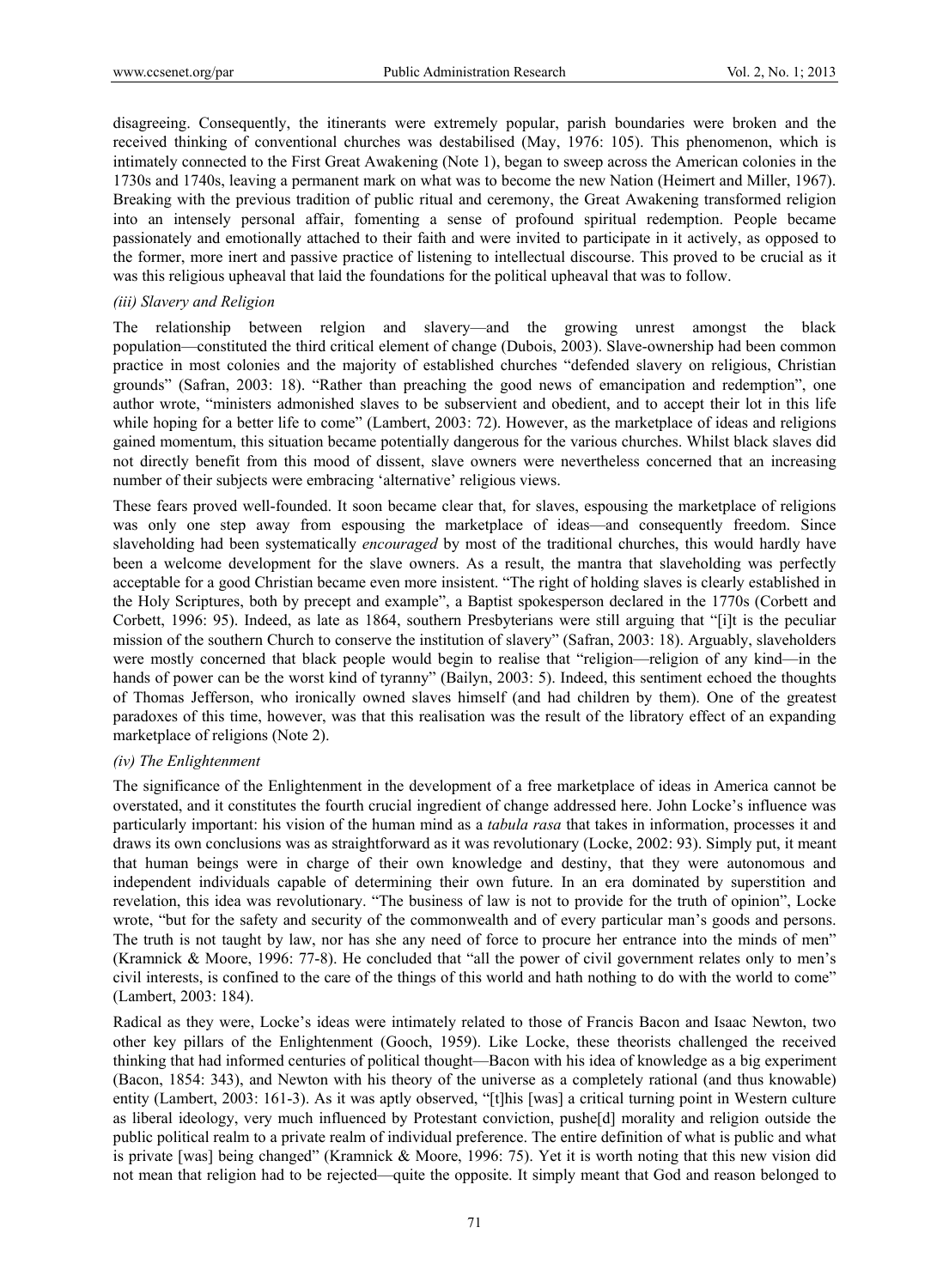disagreeing. Consequently, the itinerants were extremely popular, parish boundaries were broken and the received thinking of conventional churches was destabilised (May, 1976: 105). This phenomenon, which is intimately connected to the First Great Awakening (Note 1), began to sweep across the American colonies in the 1730s and 1740s, leaving a permanent mark on what was to become the new Nation (Heimert and Miller, 1967). Breaking with the previous tradition of public ritual and ceremony, the Great Awakening transformed religion into an intensely personal affair, fomenting a sense of profound spiritual redemption. People became passionately and emotionally attached to their faith and were invited to participate in it actively, as opposed to the former, more inert and passive practice of listening to intellectual discourse. This proved to be crucial as it was this religious upheaval that laid the foundations for the political upheaval that was to follow.

*(iii) Slavery and Religion*

The relationship between relgion and slavery—and the growing unrest amongst the black population—constituted the third critical element of change (Dubois, 2003). Slave-ownership had been common practice in most colonies and the majority of established churches "defended slavery on religious, Christian grounds" (Safran, 2003: 18). "Rather than preaching the good news of emancipation and redemption", one author wrote, "ministers admonished slaves to be subservient and obedient, and to accept their lot in this life while hoping for a better life to come" (Lambert, 2003: 72). However, as the marketplace of ideas and religions gained momentum, this situation became potentially dangerous for the various churches. Whilst black slaves did not directly benefit from this mood of dissent, slave owners were nevertheless concerned that an increasing number of their subjects were embracing 'alternative' religious views.

These fears proved well-founded. It soon became clear that, for slaves, espousing the marketplace of religions was only one step away from espousing the marketplace of ideas—and consequently freedom. Since slaveholding had been systematically *encouraged* by most of the traditional churches, this would hardly have been a welcome development for the slave owners. As a result, the mantra that slaveholding was perfectly acceptable for a good Christian became even more insistent. "The right of holding slaves is clearly established in the Holy Scriptures, both by precept and example", a Baptist spokesperson declared in the 1770s (Corbett and Corbett, 1996: 95). Indeed, as late as 1864, southern Presbyterians were still arguing that "[i]t is the peculiar mission of the southern Church to conserve the institution of slavery" (Safran, 2003: 18). Arguably, slaveholders were mostly concerned that black people would begin to realise that "religion—religion of any kind—in the hands of power can be the worst kind of tyranny" (Bailyn, 2003: 5). Indeed, this sentiment echoed the thoughts of Thomas Jefferson, who ironically owned slaves himself (and had children by them). One of the greatest paradoxes of this time, however, was that this realisation was the result of the libratory effect of an expanding marketplace of religions (Note 2).

*(iv) The Enlightenment*

The significance of the Enlightenment in the development of a free marketplace of ideas in America cannot be overstated, and it constitutes the fourth crucial ingredient of change addressed here. John Locke's influence was particularly important: his vision of the human mind as a *tabula rasa* that takes in information, processes it and draws its own conclusions was as straightforward as it was revolutionary (Locke, 2002: 93). Simply put, it meant that human beings were in charge of their own knowledge and destiny, that they were autonomous and independent individuals capable of determining their own future. In an era dominated by superstition and revelation, this idea was revolutionary. "The business of law is not to provide for the truth of opinion", Locke wrote, "but for the safety and security of the commonwealth and of every particular man's goods and persons. The truth is not taught by law, nor has she any need of force to procure her entrance into the minds of men" (Kramnick & Moore, 1996: 77-8). He concluded that "all the power of civil government relates only to men's civil interests, is confined to the care of the things of this world and hath nothing to do with the world to come" (Lambert, 2003: 184).

Radical as they were, Locke's ideas were intimately related to those of Francis Bacon and Isaac Newton, two other key pillars of the Enlightenment (Gooch, 1959). Like Locke, these theorists challenged the received thinking that had informed centuries of political thought—Bacon with his idea of knowledge as a big experiment (Bacon, 1854: 343), and Newton with his theory of the universe as a completely rational (and thus knowable) entity (Lambert, 2003: 161-3). As it was aptly observed, "[t]his [was] a critical turning point in Western culture as liberal ideology, very much influenced by Protestant conviction, pushe[d] morality and religion outside the public political realm to a private realm of individual preference. The entire definition of what is public and what is private [was] being changed" (Kramnick & Moore, 1996: 75). Yet it is worth noting that this new vision did not mean that religion had to be rejected—quite the opposite. It simply meant that God and reason belonged to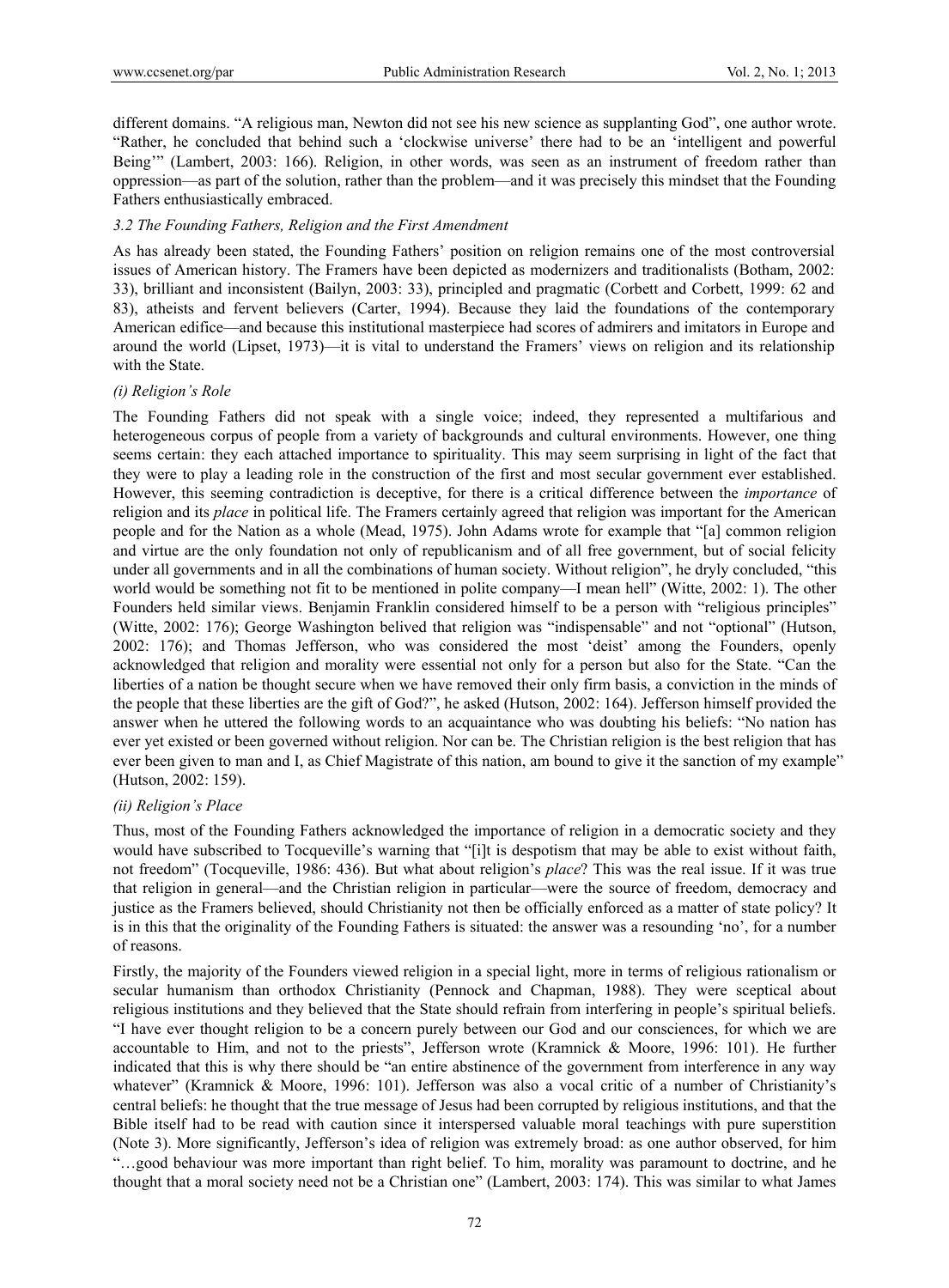different domains. "A religious man, Newton did not see his new science as supplanting God", one author wrote. "Rather, he concluded that behind such a 'clockwise universe' there had to be an 'intelligent and powerful Being'" (Lambert, 2003: 166). Religion, in other words, was seen as an instrument of freedom rather than oppression—as part of the solution, rather than the problem—and it was precisely this mindset that the Founding Fathers enthusiastically embraced.

### *3.2 The Founding Fathers, Religion and the First Amendment*

As has already been stated, the Founding Fathers' position on religion remains one of the most controversial issues of American history. The Framers have been depicted as modernizers and traditionalists (Botham, 2002: 33), brilliant and inconsistent (Bailyn, 2003: 33), principled and pragmatic (Corbett and Corbett, 1999: 62 and 83), atheists and fervent believers (Carter, 1994). Because they laid the foundations of the contemporary American edifice—and because this institutional masterpiece had scores of admirers and imitators in Europe and around the world (Lipset, 1973)—it is vital to understand the Framers' views on religion and its relationship with the State.

#### *(i) Religion's Role*

The Founding Fathers did not speak with a single voice; indeed, they represented a multifarious and heterogeneous corpus of people from a variety of backgrounds and cultural environments. However, one thing seems certain: they each attached importance to spirituality. This may seem surprising in light of the fact that they were to play a leading role in the construction of the first and most secular government ever established. However, this seeming contradiction is deceptive, for there is a critical difference between the *importance* of religion and its *place* in political life. The Framers certainly agreed that religion was important for the American people and for the Nation as a whole (Mead, 1975). John Adams wrote for example that "[a] common religion and virtue are the only foundation not only of republicanism and of all free government, but of social felicity under all governments and in all the combinations of human society. Without religion", he dryly concluded, "this world would be something not fit to be mentioned in polite company—I mean hell" (Witte, 2002: 1). The other Founders held similar views. Benjamin Franklin considered himself to be a person with "religious principles" (Witte, 2002: 176); George Washington belived that religion was "indispensable" and not "optional" (Hutson, 2002: 176); and Thomas Jefferson, who was considered the most 'deist' among the Founders, openly acknowledged that religion and morality were essential not only for a person but also for the State. "Can the liberties of a nation be thought secure when we have removed their only firm basis, a conviction in the minds of the people that these liberties are the gift of God?", he asked (Hutson, 2002: 164). Jefferson himself provided the answer when he uttered the following words to an acquaintance who was doubting his beliefs: "No nation has ever yet existed or been governed without religion. Nor can be. The Christian religion is the best religion that has ever been given to man and I, as Chief Magistrate of this nation, am bound to give it the sanction of my example" (Hutson, 2002: 159).

#### *(ii) Religion's Place*

Thus, most of the Founding Fathers acknowledged the importance of religion in a democratic society and they would have subscribed to Tocqueville's warning that "[i]t is despotism that may be able to exist without faith, not freedom" (Tocqueville, 1986: 436). But what about religion's *place*? This was the real issue. If it was true that religion in general—and the Christian religion in particular—were the source of freedom, democracy and justice as the Framers believed, should Christianity not then be officially enforced as a matter of state policy? It is in this that the originality of the Founding Fathers is situated: the answer was a resounding 'no', for a number of reasons.

Firstly, the majority of the Founders viewed religion in a special light, more in terms of religious rationalism or secular humanism than orthodox Christianity (Pennock and Chapman, 1988). They were sceptical about religious institutions and they believed that the State should refrain from interfering in people's spiritual beliefs. "I have ever thought religion to be a concern purely between our God and our consciences, for which we are accountable to Him, and not to the priests", Jefferson wrote (Kramnick & Moore, 1996: 101). He further indicated that this is why there should be "an entire abstinence of the government from interference in any way whatever" (Kramnick & Moore, 1996: 101). Jefferson was also a vocal critic of a number of Christianity's central beliefs: he thought that the true message of Jesus had been corrupted by religious institutions, and that the Bible itself had to be read with caution since it interspersed valuable moral teachings with pure superstition (Note 3). More significantly, Jefferson's idea of religion was extremely broad: as one author observed, for him "…good behaviour was more important than right belief. To him, morality was paramount to doctrine, and he thought that a moral society need not be a Christian one" (Lambert, 2003: 174). This was similar to what James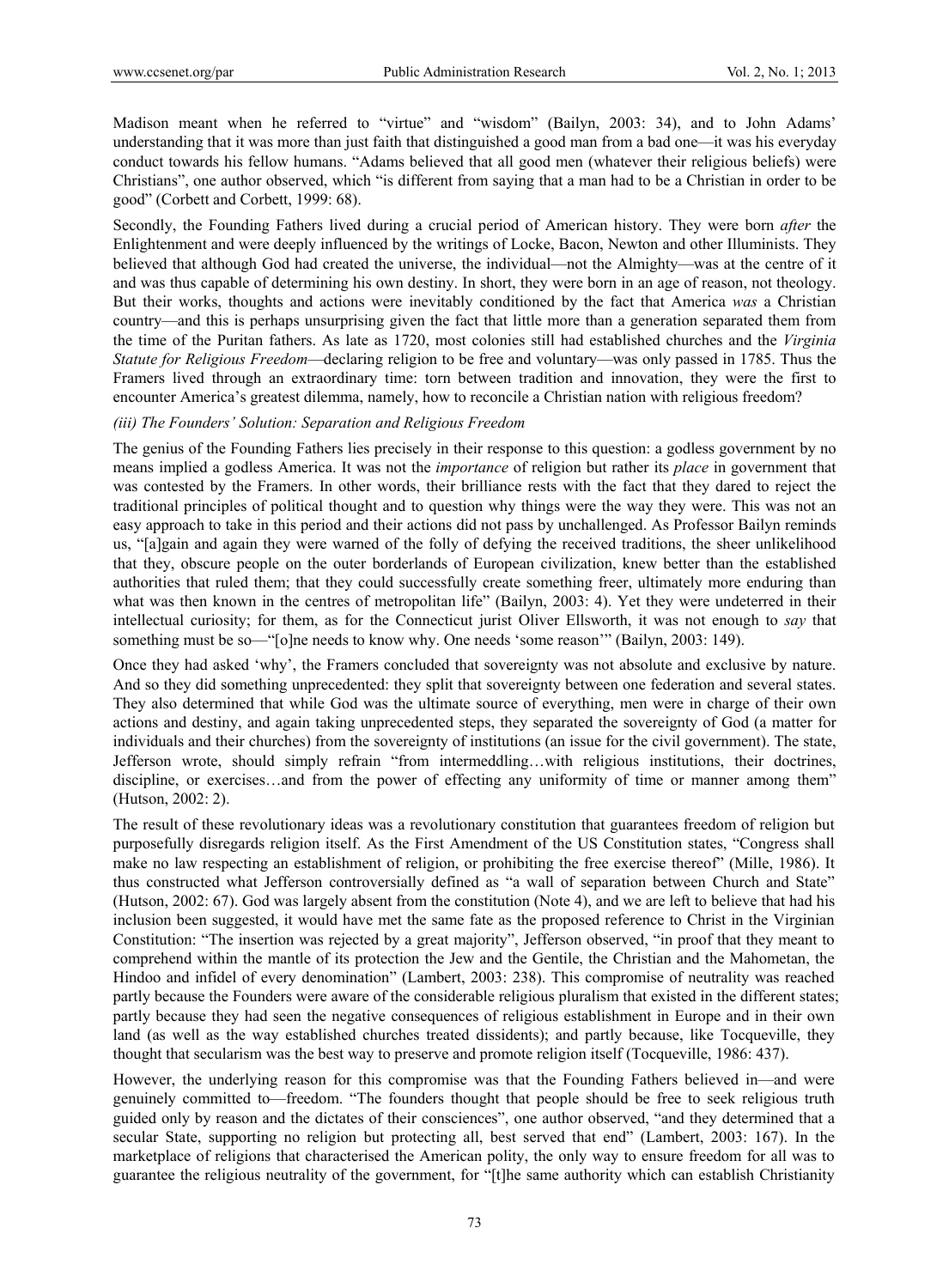Madison meant when he referred to "virtue" and "wisdom" (Bailyn, 2003: 34), and to John Adams' understanding that it was more than just faith that distinguished a good man from a bad one—it was his everyday conduct towards his fellow humans. "Adams believed that all good men (whatever their religious beliefs) were Christians", one author observed, which "is different from saying that a man had to be a Christian in order to be good" (Corbett and Corbett, 1999: 68).

Secondly, the Founding Fathers lived during a crucial period of American history. They were born *after* the Enlightenment and were deeply influenced by the writings of Locke, Bacon, Newton and other Illuminists. They believed that although God had created the universe, the individual—not the Almighty—was at the centre of it and was thus capable of determining his own destiny. In short, they were born in an age of reason, not theology. But their works, thoughts and actions were inevitably conditioned by the fact that America *was* a Christian country—and this is perhaps unsurprising given the fact that little more than a generation separated them from the time of the Puritan fathers. As late as 1720, most colonies still had established churches and the *Virginia Statute for Religious Freedom*—declaring religion to be free and voluntary—was only passed in 1785. Thus the Framers lived through an extraordinary time: torn between tradition and innovation, they were the first to encounter America's greatest dilemma, namely, how to reconcile a Christian nation with religious freedom?

### *(iii) The Founders' Solution: Separation and Religious Freedom*

The genius of the Founding Fathers lies precisely in their response to this question: a godless government by no means implied a godless America. It was not the *importance* of religion but rather its *place* in government that was contested by the Framers. In other words, their brilliance rests with the fact that they dared to reject the traditional principles of political thought and to question why things were the way they were. This was not an easy approach to take in this period and their actions did not pass by unchallenged. As Professor Bailyn reminds us, "[a]gain and again they were warned of the folly of defying the received traditions, the sheer unlikelihood that they, obscure people on the outer borderlands of European civilization, knew better than the established authorities that ruled them; that they could successfully create something freer, ultimately more enduring than what was then known in the centres of metropolitan life" (Bailyn, 2003: 4). Yet they were undeterred in their intellectual curiosity; for them, as for the Connecticut jurist Oliver Ellsworth, it was not enough to *say* that something must be so—"[o]ne needs to know why. One needs 'some reason'" (Bailyn, 2003: 149).

Once they had asked 'why', the Framers concluded that sovereignty was not absolute and exclusive by nature. And so they did something unprecedented: they split that sovereignty between one federation and several states. They also determined that while God was the ultimate source of everything, men were in charge of their own actions and destiny, and again taking unprecedented steps, they separated the sovereignty of God (a matter for individuals and their churches) from the sovereignty of institutions (an issue for the civil government). The state, Jefferson wrote, should simply refrain "from intermeddling…with religious institutions, their doctrines, discipline, or exercises…and from the power of effecting any uniformity of time or manner among them" (Hutson, 2002: 2).

The result of these revolutionary ideas was a revolutionary constitution that guarantees freedom of religion but purposefully disregards religion itself. As the First Amendment of the US Constitution states, "Congress shall make no law respecting an establishment of religion, or prohibiting the free exercise thereof" (Mille, 1986). It thus constructed what Jefferson controversially defined as "a wall of separation between Church and State" (Hutson, 2002: 67). God was largely absent from the constitution (Note 4), and we are left to believe that had his inclusion been suggested, it would have met the same fate as the proposed reference to Christ in the Virginian Constitution: "The insertion was rejected by a great majority", Jefferson observed, "in proof that they meant to comprehend within the mantle of its protection the Jew and the Gentile, the Christian and the Mahometan, the Hindoo and infidel of every denomination" (Lambert, 2003: 238). This compromise of neutrality was reached partly because the Founders were aware of the considerable religious pluralism that existed in the different states; partly because they had seen the negative consequences of religious establishment in Europe and in their own land (as well as the way established churches treated dissidents); and partly because, like Tocqueville, they thought that secularism was the best way to preserve and promote religion itself (Tocqueville, 1986: 437).

However, the underlying reason for this compromise was that the Founding Fathers believed in—and were genuinely committed to—freedom. "The founders thought that people should be free to seek religious truth guided only by reason and the dictates of their consciences", one author observed, "and they determined that a secular State, supporting no religion but protecting all, best served that end" (Lambert, 2003: 167). In the marketplace of religions that characterised the American polity, the only way to ensure freedom for all was to guarantee the religious neutrality of the government, for "[t]he same authority which can establish Christianity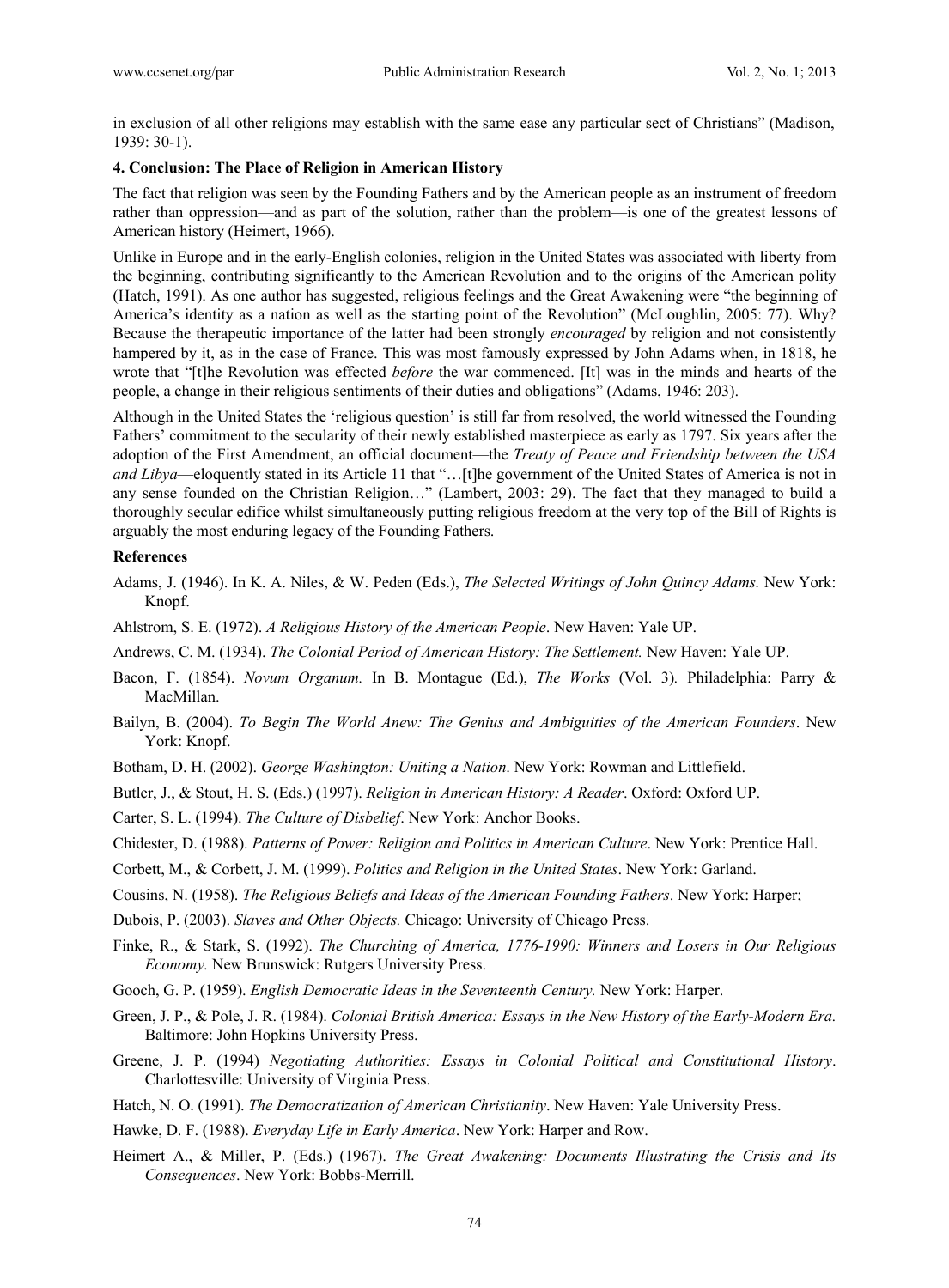in exclusion of all other religions may establish with the same ease any particular sect of Christians" (Madison, 1939: 30-1).

## 4. Conclusion: The Place of Religion in American History

The fact that religion was seen by the Founding Fathers and by the American people as an instrument of freedom rather than oppression—and as part of the solution, rather than the problem—is one of the greatest lessons of American history (Heimert, 1966).

Unlike in Europe and in the early-English colonies, religion in the United States was associated with liberty from the beginning, contributing significantly to the American Revolution and to the origins of the American polity (Hatch, 1991). As one author has suggested, religious feelings and the Great Awakening were "the beginning of America's identity as a nation as well as the starting point of the Revolution" (McLoughlin, 2005: 77). Why? Because the therapeutic importance of the latter had been strongly *encouraged* by religion and not consistently hampered by it, as in the case of France. This was most famously expressed by John Adams when, in 1818, he wrote that "[t]he Revolution was effected *before* the war commenced. [It] was in the minds and hearts of the people, a change in their religious sentiments of their duties and obligations" (Adams, 1946: 203).

Although in the United States the 'religious question' is still far from resolved, the world witnessed the Founding Fathers' commitment to the secularity of their newly established masterpiece as early as 1797. Six years after the adoption of the First Amendment, an official document—the *Treaty of Peace and Friendship between the USA and Libya*—eloquently stated in its Article 11 that "…[t]he government of the United States of America is not in any sense founded on the Christian Religion…" (Lambert, 2003: 29). The fact that they managed to build a thoroughly secular edifice whilst simultaneously putting religious freedom at the very top of the Bill of Rights is arguably the most enduring legacy of the Founding Fathers.

## References

Adams, J. (1946). In K. A. Niles, & W. Peden (Eds.), *The Selected Writings of John Quincy Adams.* New York: Knopf.

Ahlstrom, S. E. (1972). *A Religious History of the American People*. New Haven: Yale UP.

Andrews, C. M. (1934). *The Colonial Period of American History: The Settlement.* New Haven: Yale UP.

Bacon, F. (1854). *Novum Organum.* In B. Montague (Ed.), *The Works* (Vol. 3)*.* Philadelphia: Parry & MacMillan.

Bailyn, B. (2004). *To Begin The World Anew: The Genius and Ambiguities of the American Founders*. New York: Knopf.

Botham, D. H. (2002). *George Washington: Uniting a Nation*. New York: Rowman and Littlefield.

Butler, J., & Stout, H. S. (Eds.) (1997). *Religion in American History: A Reader*. Oxford: Oxford UP.

Carter, S. L. (1994). *The Culture of Disbelief*. New York: Anchor Books.

Chidester, D. (1988). *Patterns of Power: Religion and Politics in American Culture*. New York: Prentice Hall.

Corbett, M., & Corbett, J. M. (1999). *Politics and Religion in the United States*. New York: Garland.

Cousins, N. (1958). *The Religious Beliefs and Ideas of the American Founding Fathers*. New York: Harper;

Dubois, P. (2003). *Slaves and Other Objects.* Chicago: University of Chicago Press.

Finke, R., & Stark, S. (1992). *The Churching of America, 1776-1990: Winners and Losers in Our Religious Economy.* New Brunswick: Rutgers University Press.

Gooch, G. P. (1959). *English Democratic Ideas in the Seventeenth Century.* New York: Harper.

Green, J. P., & Pole, J. R. (1984). *Colonial British America: Essays in the New History of the Early-Modern Era.* Baltimore: John Hopkins University Press.

Greene, J. P. (1994) *Negotiating Authorities: Essays in Colonial Political and Constitutional History*. Charlottesville: University of Virginia Press.

Hatch, N. O. (1991). *The Democratization of American Christianity*. New Haven: Yale University Press.

Hawke, D. F. (1988). *Everyday Life in Early America*. New York: Harper and Row.

Heimert A., & Miller, P. (Eds.) (1967). *The Great Awakening: Documents Illustrating the Crisis and Its Consequences*. New York: Bobbs-Merrill.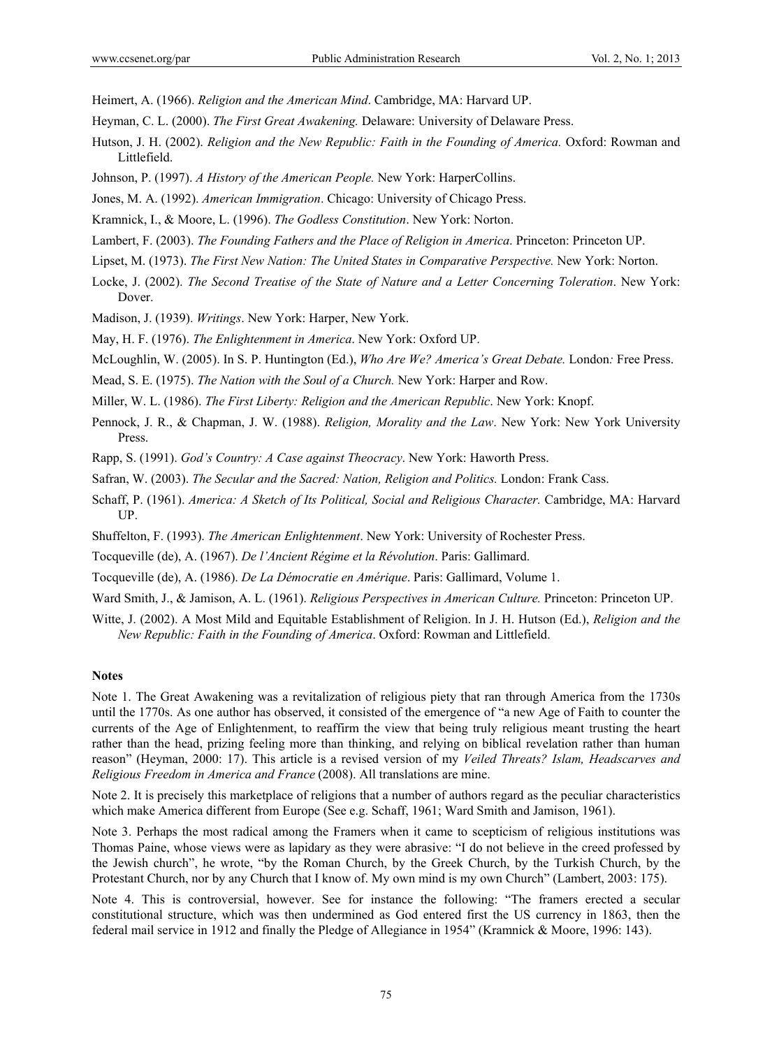Heimert, A. (1966). *Religion and the American Mind*. Cambridge, MA: Harvard UP.

Heyman, C. L. (2000). *The First Great Awakening.* Delaware: University of Delaware Press.

Hutson, J. H. (2002). *Religion and the New Republic: Faith in the Founding of America.* Oxford: Rowman and Littlefield.

Johnson, P. (1997). *A History of the American People.* New York: HarperCollins.

Jones, M. A. (1992). *American Immigration*. Chicago: University of Chicago Press.

Kramnick, I., & Moore, L. (1996). *The Godless Constitution*. New York: Norton.

Lambert, F. (2003). *The Founding Fathers and the Place of Religion in America*. Princeton: Princeton UP.

Lipset, M. (1973). *The First New Nation: The United States in Comparative Perspective.* New York: Norton.

Locke, J. (2002). *The Second Treatise of the State of Nature and a Letter Concerning Toleration*. New York: Dover.

Madison, J. (1939). *Writings*. New York: Harper, New York.

May, H. F. (1976). *The Enlightenment in America*. New York: Oxford UP.

McLoughlin, W. (2005). In S. P. Huntington (Ed.), *Who Are We? America's Great Debate.* London*:* Free Press.

Mead, S. E. (1975). *The Nation with the Soul of a Church.* New York: Harper and Row.

Miller, W. L. (1986). *The First Liberty: Religion and the American Republic*. New York: Knopf.

Pennock, J. R., & Chapman, J. W. (1988). *Religion, Morality and the Law*. New York: New York University Press.

Rapp, S. (1991). *God's Country: A Case against Theocracy*. New York: Haworth Press.

Safran, W. (2003). *The Secular and the Sacred: Nation, Religion and Politics.* London: Frank Cass.

Schaff, P. (1961). *America: A Sketch of Its Political, Social and Religious Character.* Cambridge, MA: Harvard UP.

Shuffelton, F. (1993). *The American Enlightenment*. New York: University of Rochester Press.

Tocqueville (de), A. (1967). *De l'Ancient Régime et la Révolution*. Paris: Gallimard.

Tocqueville (de), A. (1986). *De La Démocratie en Amérique*. Paris: Gallimard, Volume 1.

Ward Smith, J., & Jamison, A. L. (1961). *Religious Perspectives in American Culture.* Princeton: Princeton UP.

Witte, J. (2002). A Most Mild and Equitable Establishment of Religion. In J. H. Hutson (Ed.), *Religion and the New Republic: Faith in the Founding of America*. Oxford: Rowman and Littlefield.

**Notes**

Note 1. The Great Awakening was a revitalization of religious piety that ran through America from the 1730s until the 1770s. As one author has observed, it consisted of the emergence of "a new Age of Faith to counter the currents of the Age of Enlightenment, to reaffirm the view that being truly religious meant trusting the heart rather than the head, prizing feeling more than thinking, and relying on biblical revelation rather than human reason" (Heyman, 2000: 17). This article is a revised version of my *Veiled Threats? Islam, Headscarves and Religious Freedom in America and France* (2008). All translations are mine.

Note 2. It is precisely this marketplace of religions that a number of authors regard as the peculiar characteristics which make America different from Europe (See e.g. Schaff, 1961; Ward Smith and Jamison, 1961).

Note 3. Perhaps the most radical among the Framers when it came to scepticism of religious institutions was Thomas Paine, whose views were as lapidary as they were abrasive: "I do not believe in the creed professed by the Jewish church", he wrote, "by the Roman Church, by the Greek Church, by the Turkish Church, by the Protestant Church, nor by any Church that I know of. My own mind is my own Church" (Lambert, 2003: 175).

Note 4. This is controversial, however. See for instance the following: "The framers erected a secular constitutional structure, which was then undermined as God entered first the US currency in 1863, then the federal mail service in 1912 and finally the Pledge of Allegiance in 1954" (Kramnick & Moore, 1996: 143).